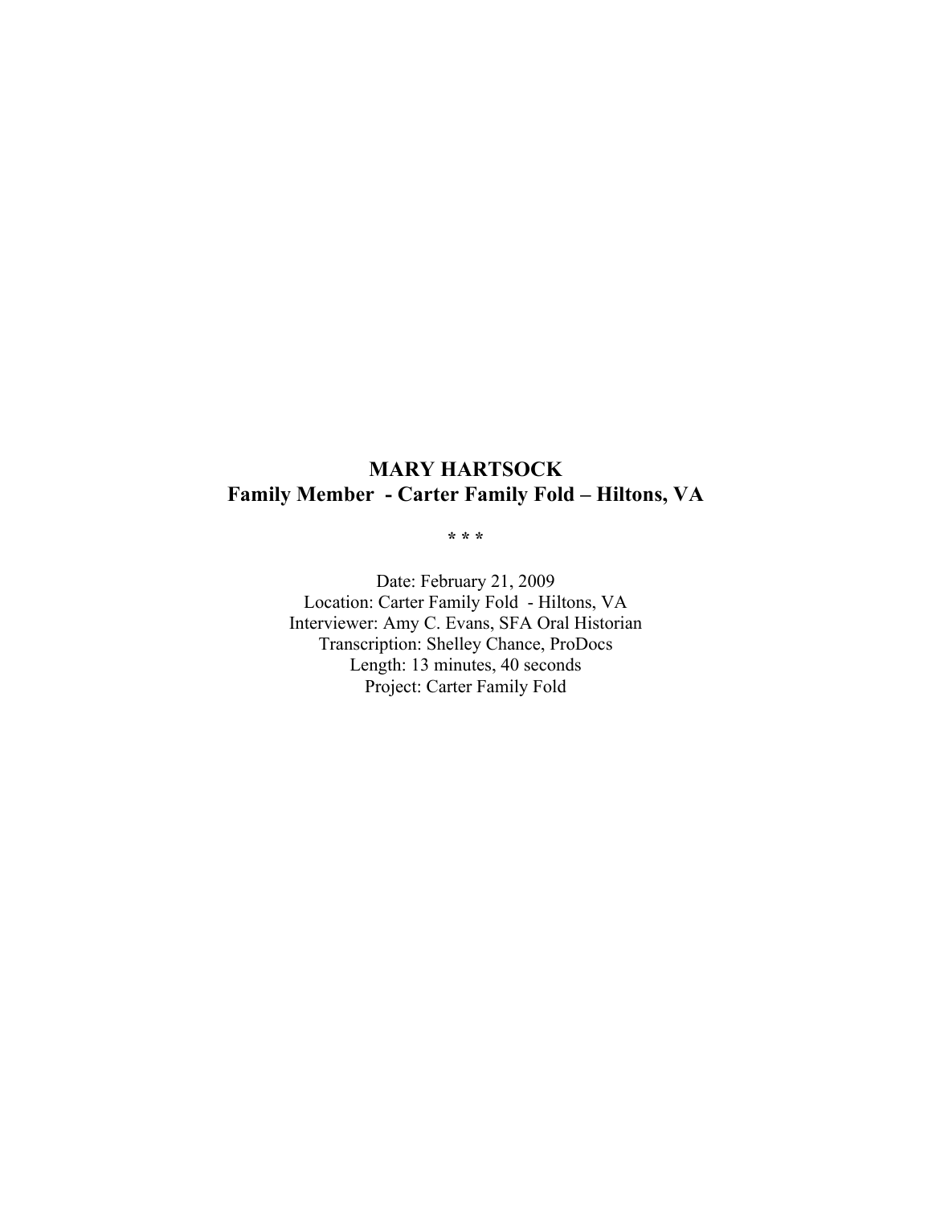# MARY HARTSOCK
## Family Member - Carter Family Fold – Hiltons, VA

* * *

Date: February 21, 2009
Location: Carter Family Fold - Hiltons, VA
Interviewer: Amy C. Evans, SFA Oral Historian
Transcription: Shelley Chance, ProDocs
Length: 13 minutes, 40 seconds
Project: Carter Family Fold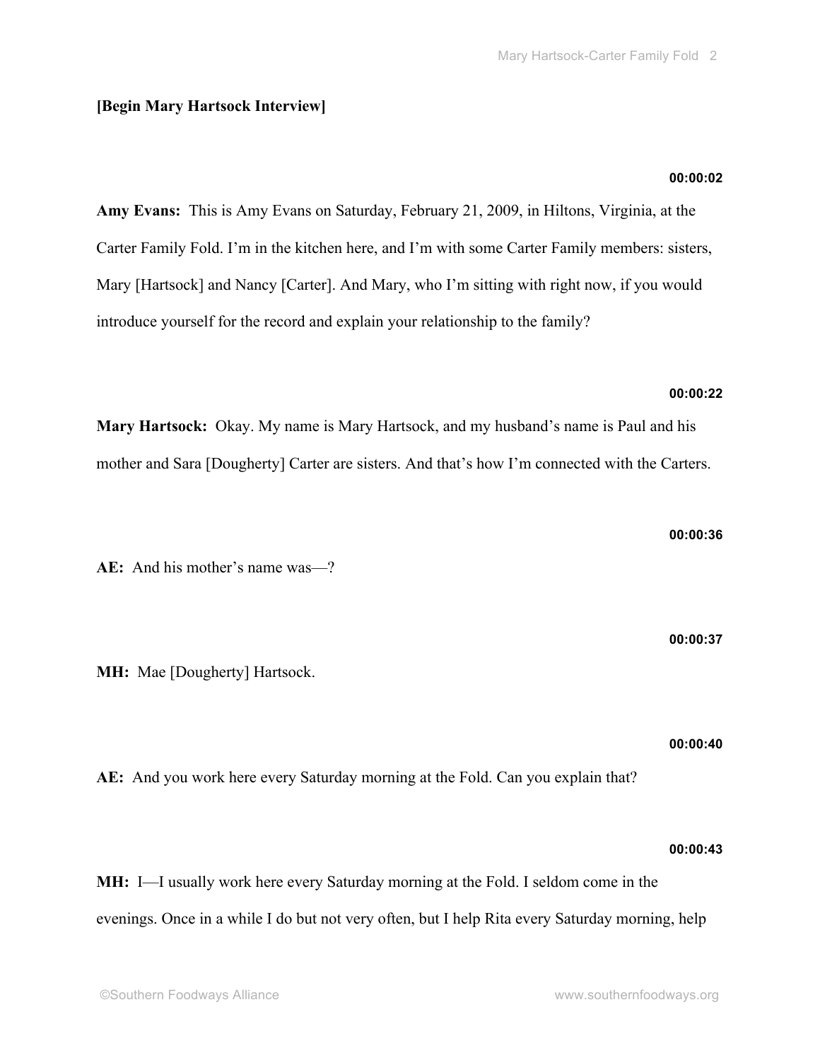**[Begin Mary Hartsock Interview]**

**00:00:02**

**Amy Evans:** This is Amy Evans on Saturday, February 21, 2009, in Hiltons, Virginia, at the Carter Family Fold. I'm in the kitchen here, and I'm with some Carter Family members: sisters, Mary [Hartsock] and Nancy [Carter]. And Mary, who I'm sitting with right now, if you would introduce yourself for the record and explain your relationship to the family?

**00:00:22**

**Mary Hartsock:** Okay. My name is Mary Hartsock, and my husband's name is Paul and his mother and Sara [Dougherty] Carter are sisters. And that's how I'm connected with the Carters.

**00:00:36**

**AE:** And his mother's name was—?

**00:00:37**

**MH:** Mae [Dougherty] Hartsock.

**00:00:40**

**AE:** And you work here every Saturday morning at the Fold. Can you explain that?

**00:00:43**

**MH:** I—I usually work here every Saturday morning at the Fold. I seldom come in the evenings. Once in a while I do but not very often, but I help Rita every Saturday morning, help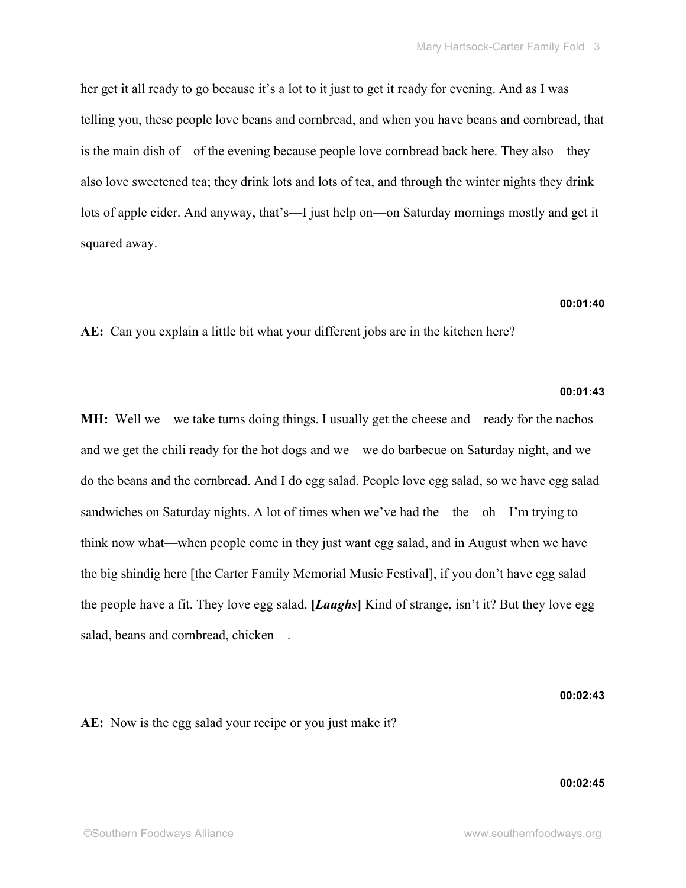her get it all ready to go because it's a lot to it just to get it ready for evening. And as I was telling you, these people love beans and cornbread, and when you have beans and cornbread, that is the main dish of—of the evening because people love cornbread back here. They also—they also love sweetened tea; they drink lots and lots of tea, and through the winter nights they drink lots of apple cider. And anyway, that's—I just help on—on Saturday mornings mostly and get it squared away.

**00:01:40**

**AE:** Can you explain a little bit what your different jobs are in the kitchen here?

**00:01:43**

**MH:** Well we—we take turns doing things. I usually get the cheese and—ready for the nachos and we get the chili ready for the hot dogs and we—we do barbecue on Saturday night, and we do the beans and the cornbread. And I do egg salad. People love egg salad, so we have egg salad sandwiches on Saturday nights. A lot of times when we've had the—the—oh—I'm trying to think now what—when people come in they just want egg salad, and in August when we have the big shindig here [the Carter Family Memorial Music Festival], if you don't have egg salad the people have a fit. They love egg salad. **[*Laughs*]** Kind of strange, isn't it? But they love egg salad, beans and cornbread, chicken—.

**00:02:43**

**AE:** Now is the egg salad your recipe or you just make it?

**00:02:45**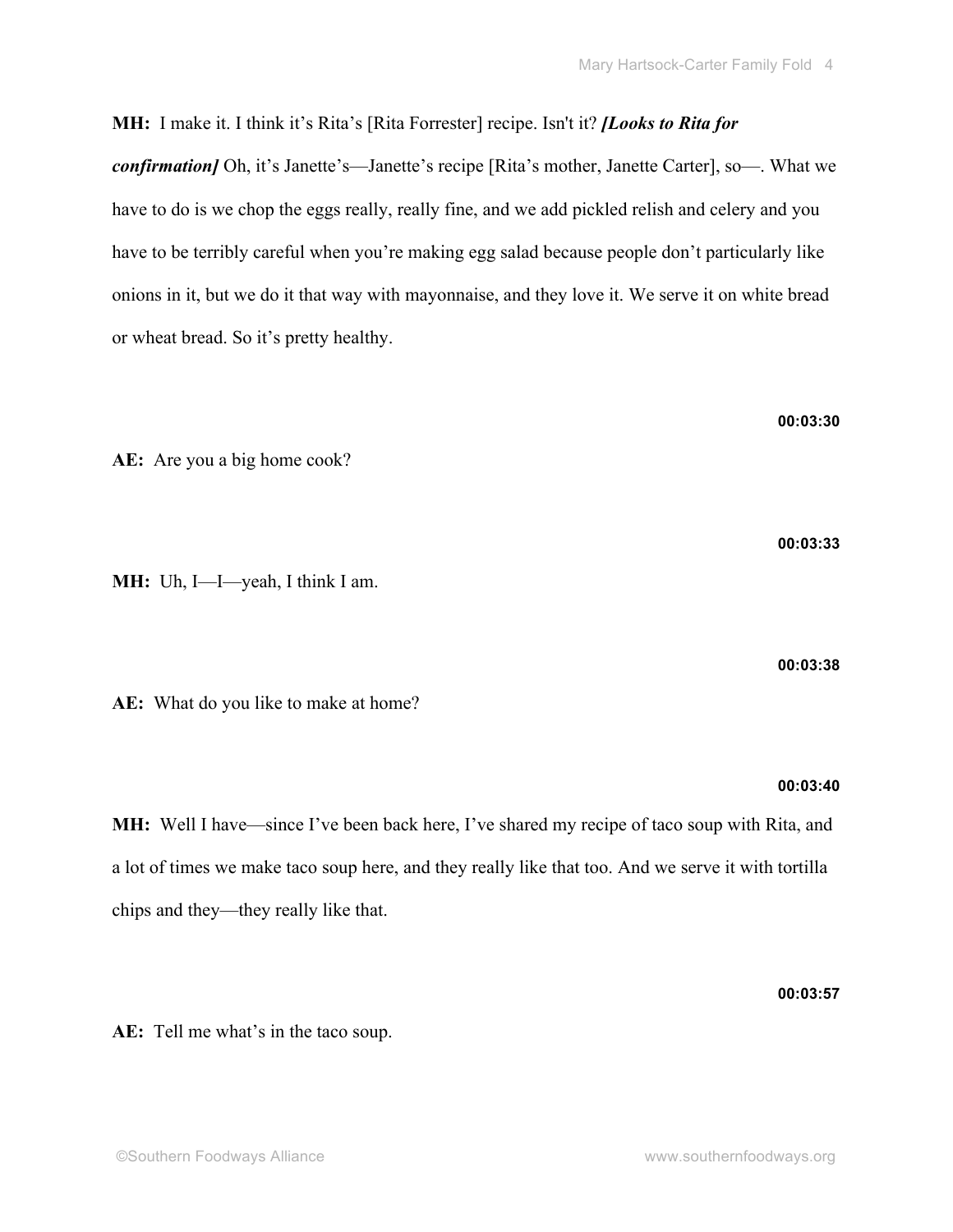**MH:** I make it. I think it's Rita's [Rita Forrester] recipe. Isn't it? ***[Looks to Rita for confirmation]*** Oh, it's Janette's—Janette's recipe [Rita's mother, Janette Carter], so—. What we have to do is we chop the eggs really, really fine, and we add pickled relish and celery and you have to be terribly careful when you're making egg salad because people don't particularly like onions in it, but we do it that way with mayonnaise, and they love it. We serve it on white bread or wheat bread. So it's pretty healthy.

**00:03:30**

**AE:** Are you a big home cook?

**00:03:33**

**MH:** Uh, I—I—yeah, I think I am.

**00:03:38**

**AE:** What do you like to make at home?

**00:03:40**

**MH:** Well I have—since I've been back here, I've shared my recipe of taco soup with Rita, and a lot of times we make taco soup here, and they really like that too. And we serve it with tortilla chips and they—they really like that.

**00:03:57**

**AE:** Tell me what's in the taco soup.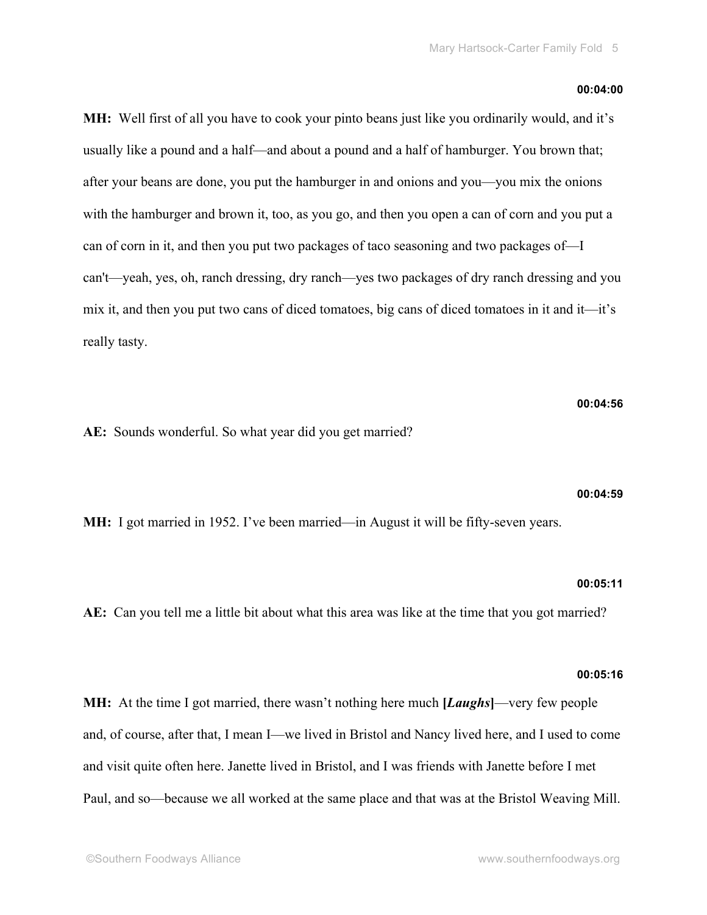**00:04:00**

**MH:** Well first of all you have to cook your pinto beans just like you ordinarily would, and it's usually like a pound and a half—and about a pound and a half of hamburger. You brown that; after your beans are done, you put the hamburger in and onions and you—you mix the onions with the hamburger and brown it, too, as you go, and then you open a can of corn and you put a can of corn in it, and then you put two packages of taco seasoning and two packages of—I can't—yeah, yes, oh, ranch dressing, dry ranch—yes two packages of dry ranch dressing and you mix it, and then you put two cans of diced tomatoes, big cans of diced tomatoes in it and it—it's really tasty.

**00:04:56**

**AE:** Sounds wonderful. So what year did you get married?

**00:04:59**

**MH:** I got married in 1952. I've been married—in August it will be fifty-seven years.

**00:05:11**

**AE:** Can you tell me a little bit about what this area was like at the time that you got married?

**00:05:16**

**MH:** At the time I got married, there wasn't nothing here much **[*Laughs*]**—very few people and, of course, after that, I mean I—we lived in Bristol and Nancy lived here, and I used to come and visit quite often here. Janette lived in Bristol, and I was friends with Janette before I met Paul, and so—because we all worked at the same place and that was at the Bristol Weaving Mill.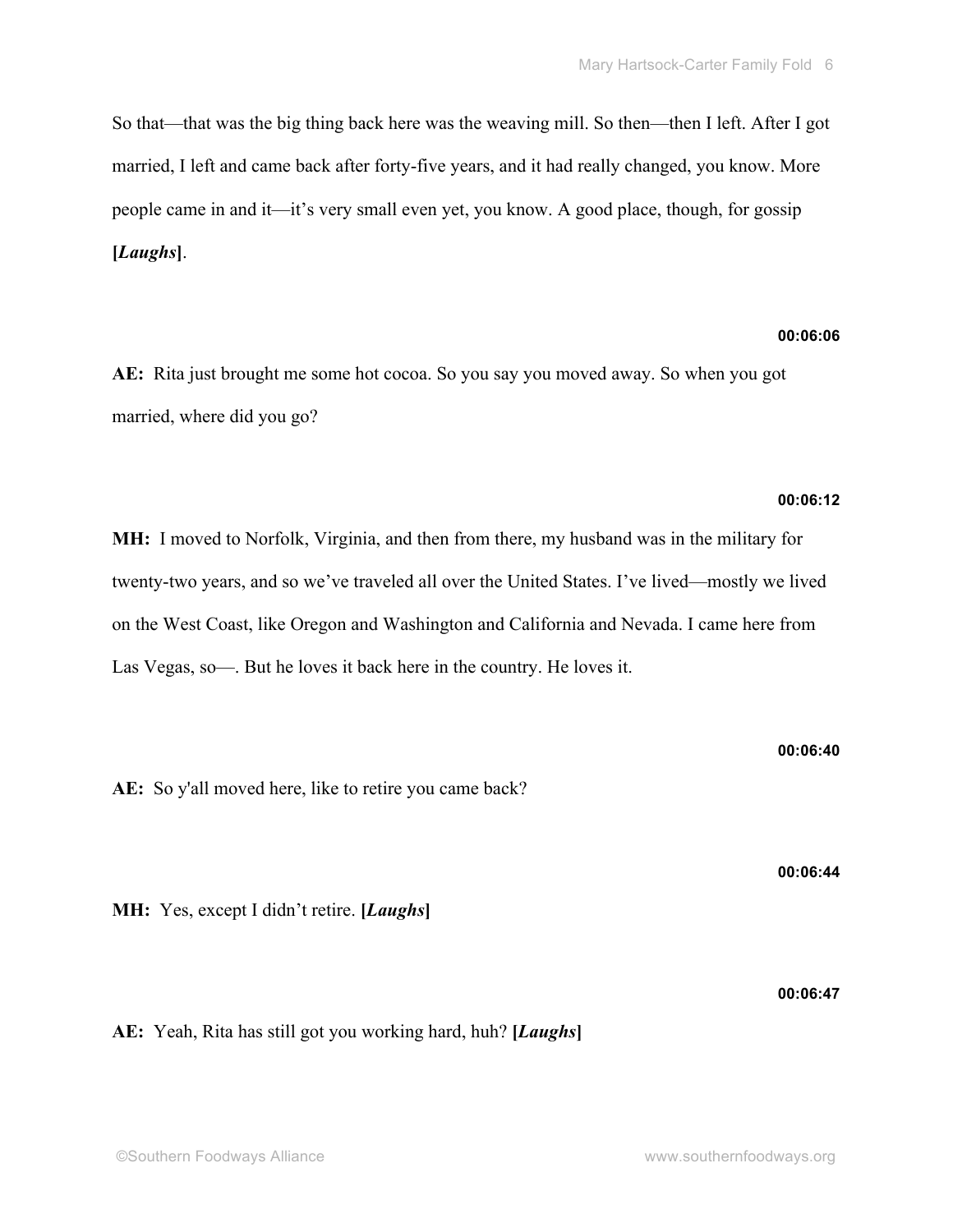So that—that was the big thing back here was the weaving mill. So then—then I left. After I got married, I left and came back after forty-five years, and it had really changed, you know. More people came in and it—it's very small even yet, you know. A good place, though, for gossip **[*Laughs*]**.

**00:06:06**

**AE:** Rita just brought me some hot cocoa. So you say you moved away. So when you got married, where did you go?

**00:06:12**

**MH:** I moved to Norfolk, Virginia, and then from there, my husband was in the military for twenty-two years, and so we've traveled all over the United States. I've lived—mostly we lived on the West Coast, like Oregon and Washington and California and Nevada. I came here from Las Vegas, so—. But he loves it back here in the country. He loves it.

**00:06:40**

**AE:** So y'all moved here, like to retire you came back?

**00:06:44**

**MH:** Yes, except I didn't retire. **[*Laughs*]**

**00:06:47**

**AE:** Yeah, Rita has still got you working hard, huh? **[*Laughs*]**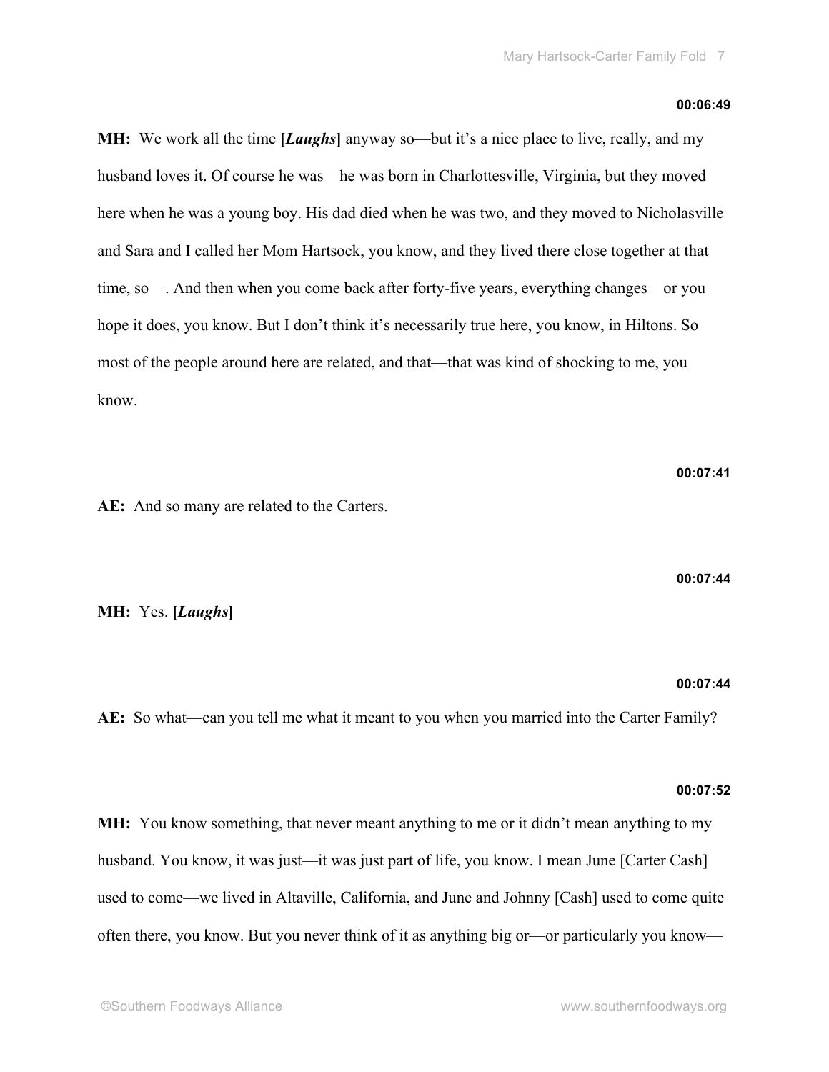**00:06:49**

**MH:** We work all the time **[*Laughs*]** anyway so—but it's a nice place to live, really, and my husband loves it. Of course he was—he was born in Charlottesville, Virginia, but they moved here when he was a young boy. His dad died when he was two, and they moved to Nicholasville and Sara and I called her Mom Hartsock, you know, and they lived there close together at that time, so—. And then when you come back after forty-five years, everything changes—or you hope it does, you know. But I don't think it's necessarily true here, you know, in Hiltons. So most of the people around here are related, and that—that was kind of shocking to me, you know.

**00:07:41**

**AE:** And so many are related to the Carters.

**00:07:44**

**MH:** Yes. **[*Laughs*]**

**00:07:44**

**AE:** So what—can you tell me what it meant to you when you married into the Carter Family?

**00:07:52**

**MH:** You know something, that never meant anything to me or it didn't mean anything to my husband. You know, it was just—it was just part of life, you know. I mean June [Carter Cash] used to come—we lived in Altaville, California, and June and Johnny [Cash] used to come quite often there, you know. But you never think of it as anything big or—or particularly you know—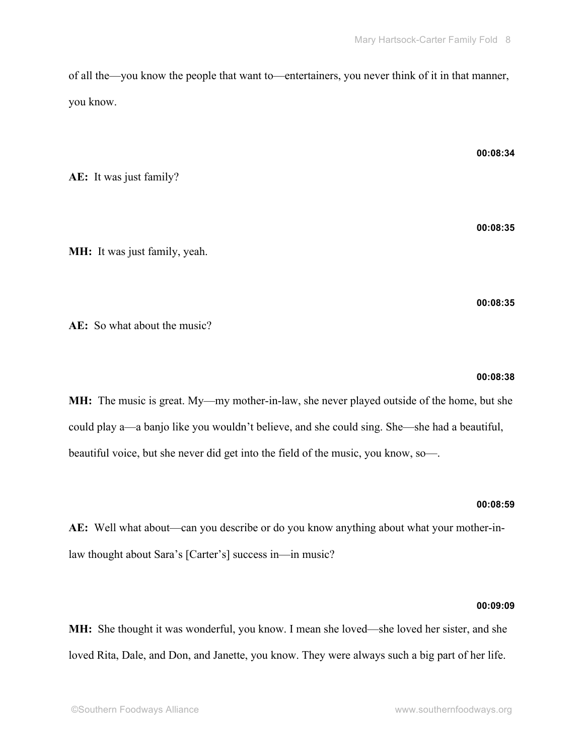of all the—you know the people that want to—entertainers, you never think of it in that manner, you know.

**00:08:34**

**AE:** It was just family?

**00:08:35**

**MH:** It was just family, yeah.

**00:08:35**

**AE:** So what about the music?

**00:08:38**

**MH:** The music is great. My—my mother-in-law, she never played outside of the home, but she could play a—a banjo like you wouldn't believe, and she could sing. She—she had a beautiful, beautiful voice, but she never did get into the field of the music, you know, so—.

**00:08:59**

**AE:** Well what about—can you describe or do you know anything about what your mother-in-law thought about Sara's [Carter's] success in—in music?

**00:09:09**

**MH:** She thought it was wonderful, you know. I mean she loved—she loved her sister, and she loved Rita, Dale, and Don, and Janette, you know. They were always such a big part of her life.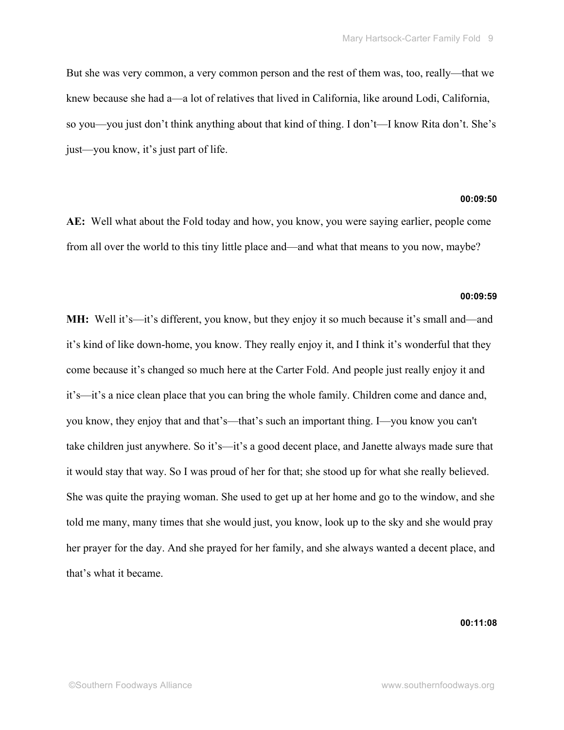But she was very common, a very common person and the rest of them was, too, really—that we knew because she had a—a lot of relatives that lived in California, like around Lodi, California, so you—you just don't think anything about that kind of thing. I don't—I know Rita don't. She's just—you know, it's just part of life.

**00:09:50**

**AE:** Well what about the Fold today and how, you know, you were saying earlier, people come from all over the world to this tiny little place and—and what that means to you now, maybe?

**00:09:59**

**MH:** Well it's—it's different, you know, but they enjoy it so much because it's small and—and it's kind of like down-home, you know. They really enjoy it, and I think it's wonderful that they come because it's changed so much here at the Carter Fold. And people just really enjoy it and it's—it's a nice clean place that you can bring the whole family. Children come and dance and, you know, they enjoy that and that's—that's such an important thing. I—you know you can't take children just anywhere. So it's—it's a good decent place, and Janette always made sure that it would stay that way. So I was proud of her for that; she stood up for what she really believed. She was quite the praying woman. She used to get up at her home and go to the window, and she told me many, many times that she would just, you know, look up to the sky and she would pray her prayer for the day. And she prayed for her family, and she always wanted a decent place, and that's what it became.

**00:11:08**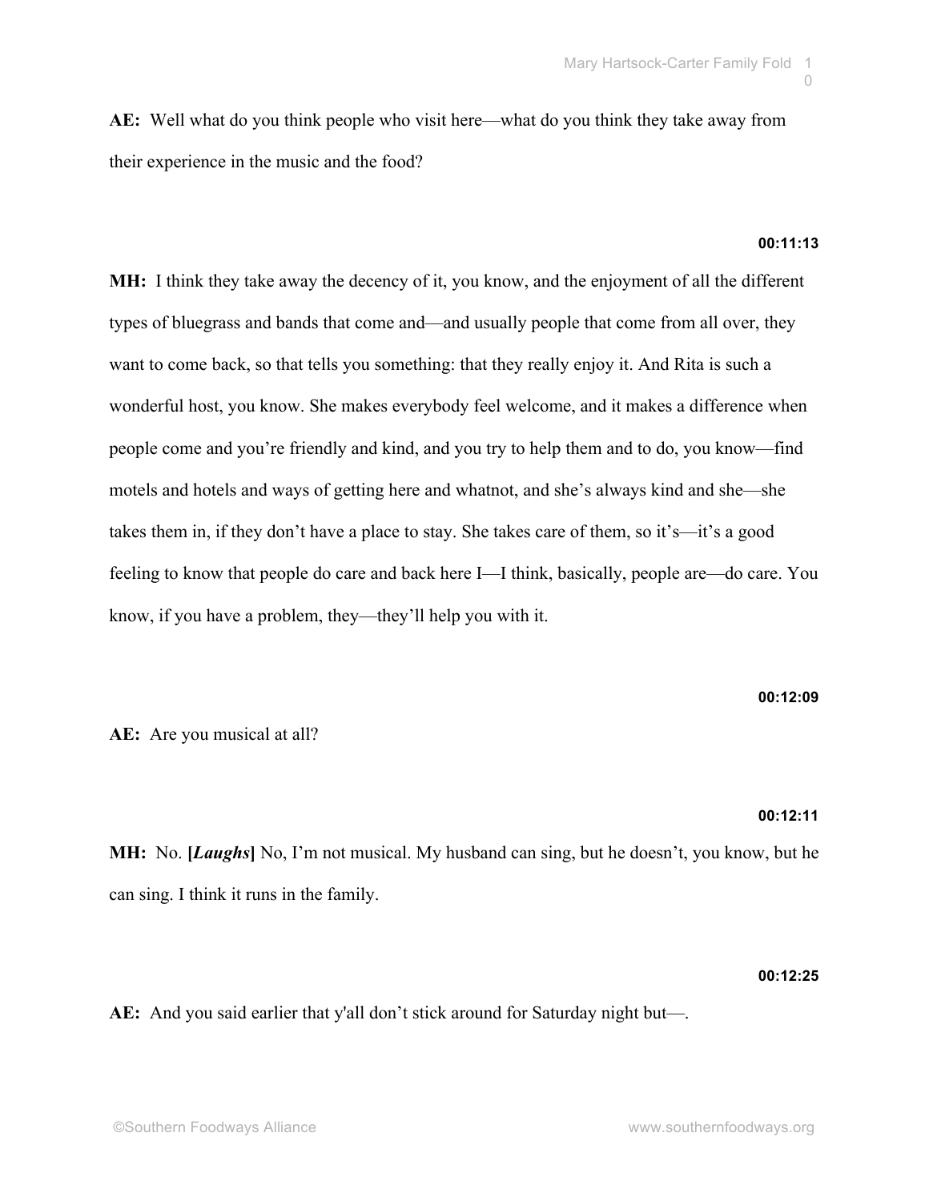**AE:** Well what do you think people who visit here—what do you think they take away from their experience in the music and the food?

**00:11:13**

**MH:** I think they take away the decency of it, you know, and the enjoyment of all the different types of bluegrass and bands that come and—and usually people that come from all over, they want to come back, so that tells you something: that they really enjoy it. And Rita is such a wonderful host, you know. She makes everybody feel welcome, and it makes a difference when people come and you're friendly and kind, and you try to help them and to do, you know—find motels and hotels and ways of getting here and whatnot, and she's always kind and she—she takes them in, if they don't have a place to stay. She takes care of them, so it's—it's a good feeling to know that people do care and back here I—I think, basically, people are—do care. You know, if you have a problem, they—they'll help you with it.

**00:12:09**

**AE:** Are you musical at all?

**00:12:11**

**MH:** No. **[*Laughs*]** No, I'm not musical. My husband can sing, but he doesn't, you know, but he can sing. I think it runs in the family.

**00:12:25**

**AE:** And you said earlier that y'all don't stick around for Saturday night but—.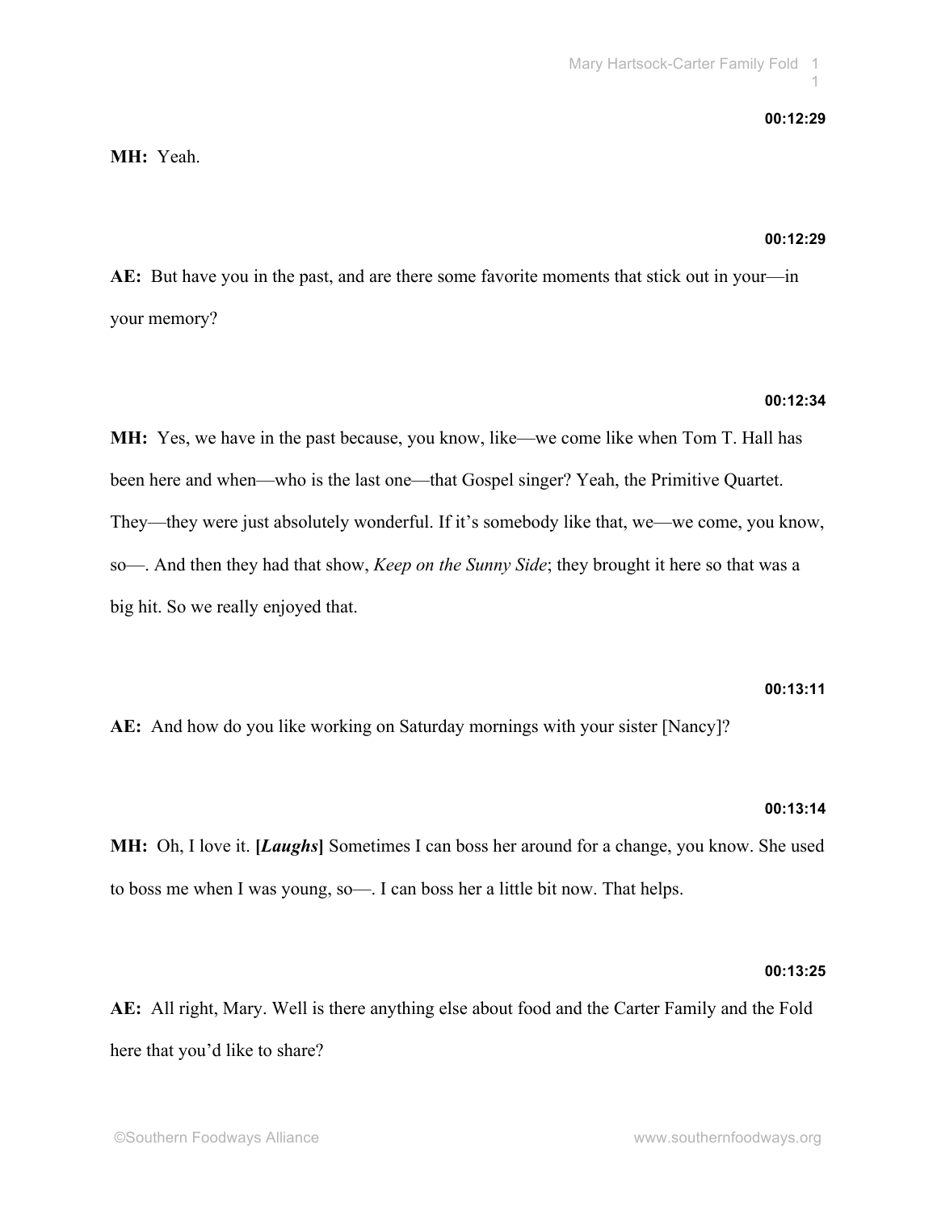**00:12:29**

**MH:** Yeah.

**00:12:29**

**AE:** But have you in the past, and are there some favorite moments that stick out in your—in your memory?

**00:12:34**

**MH:** Yes, we have in the past because, you know, like—we come like when Tom T. Hall has been here and when—who is the last one—that Gospel singer? Yeah, the Primitive Quartet. They—they were just absolutely wonderful. If it's somebody like that, we—we come, you know, so—. And then they had that show, *Keep on the Sunny Side*; they brought it here so that was a big hit. So we really enjoyed that.

**00:13:11**

**AE:** And how do you like working on Saturday mornings with your sister [Nancy]?

**00:13:14**

**MH:** Oh, I love it. **[*Laughs*]** Sometimes I can boss her around for a change, you know. She used to boss me when I was young, so—. I can boss her a little bit now. That helps.

**00:13:25**

**AE:** All right, Mary. Well is there anything else about food and the Carter Family and the Fold here that you'd like to share?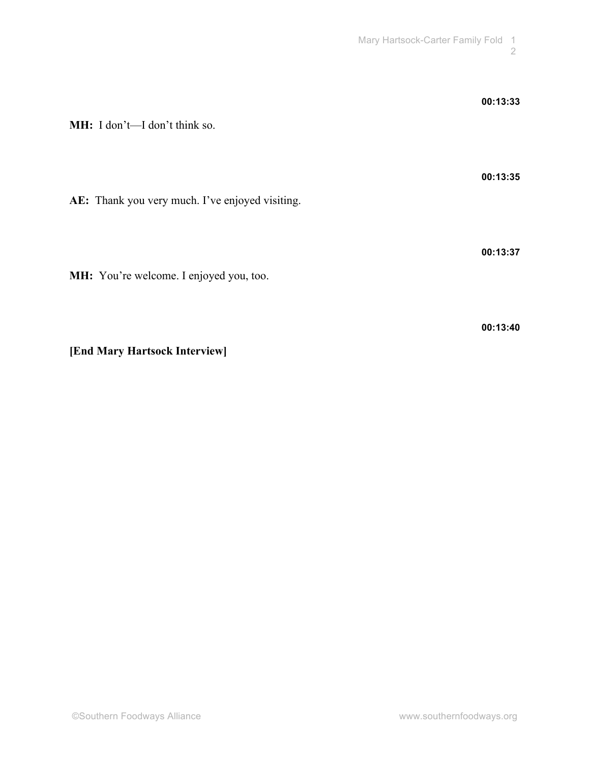**00:13:33**

**MH:** I don't—I don't think so.

**00:13:35**

**AE:** Thank you very much. I've enjoyed visiting.

**00:13:37**

**MH:** You're welcome. I enjoyed you, too.

**00:13:40**

**[End Mary Hartsock Interview]**